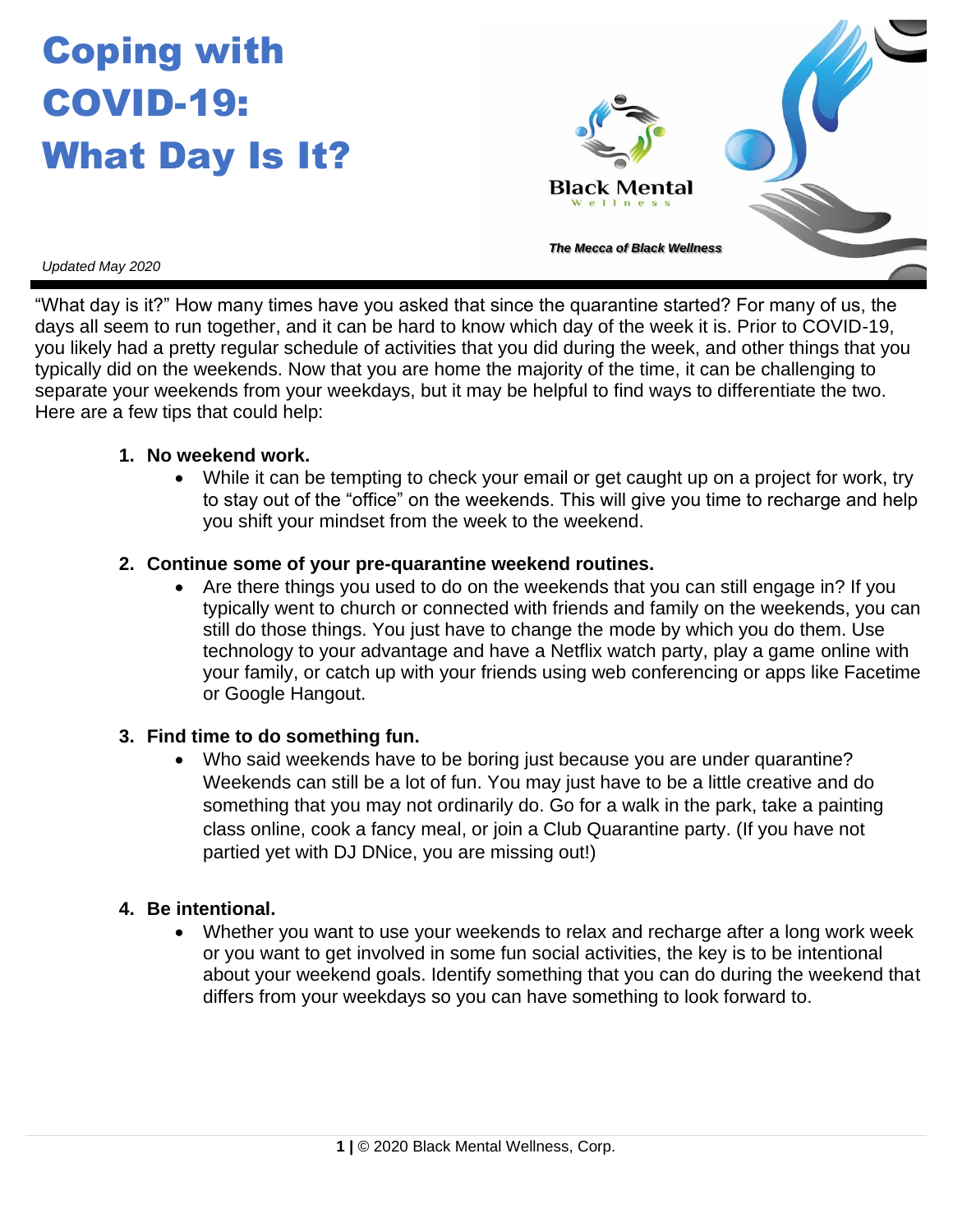# Coping with COVID-19: What Day Is It?

Black Mental Wellness

*The Mecca of Black Wellness*

*Updated May 2020*

"What day is it?" How many times have you asked that since the quarantine started? For many of us, the days all seem to run together, and it can be hard to know which day of the week it is. Prior to COVID-19, you likely had a pretty regular schedule of activities that you did during the week, and other things that you typically did on the weekends. Now that you are home the majority of the time, it can be challenging to separate your weekends from your weekdays, but it may be helpful to find ways to differentiate the two. Here are a few tips that could help:

1. **No weekend work.**
   - While it can be tempting to check your email or get caught up on a project for work, try to stay out of the "office" on the weekends. This will give you time to recharge and help you shift your mindset from the week to the weekend.

2. **Continue some of your pre-quarantine weekend routines.**
   - Are there things you used to do on the weekends that you can still engage in? If you typically went to church or connected with friends and family on the weekends, you can still do those things. You just have to change the mode by which you do them. Use technology to your advantage and have a Netflix watch party, play a game online with your family, or catch up with your friends using web conferencing or apps like Facetime or Google Hangout.

3. **Find time to do something fun.**
   - Who said weekends have to be boring just because you are under quarantine? Weekends can still be a lot of fun. You may just have to be a little creative and do something that you may not ordinarily do. Go for a walk in the park, take a painting class online, cook a fancy meal, or join a Club Quarantine party. (If you have not partied yet with DJ DNice, you are missing out!)

4. **Be intentional.**
   - Whether you want to use your weekends to relax and recharge after a long work week or you want to get involved in some fun social activities, the key is to be intentional about your weekend goals. Identify something that you can do during the weekend that differs from your weekdays so you can have something to look forward to.

© 2020 Black Mental Wellness, Corp.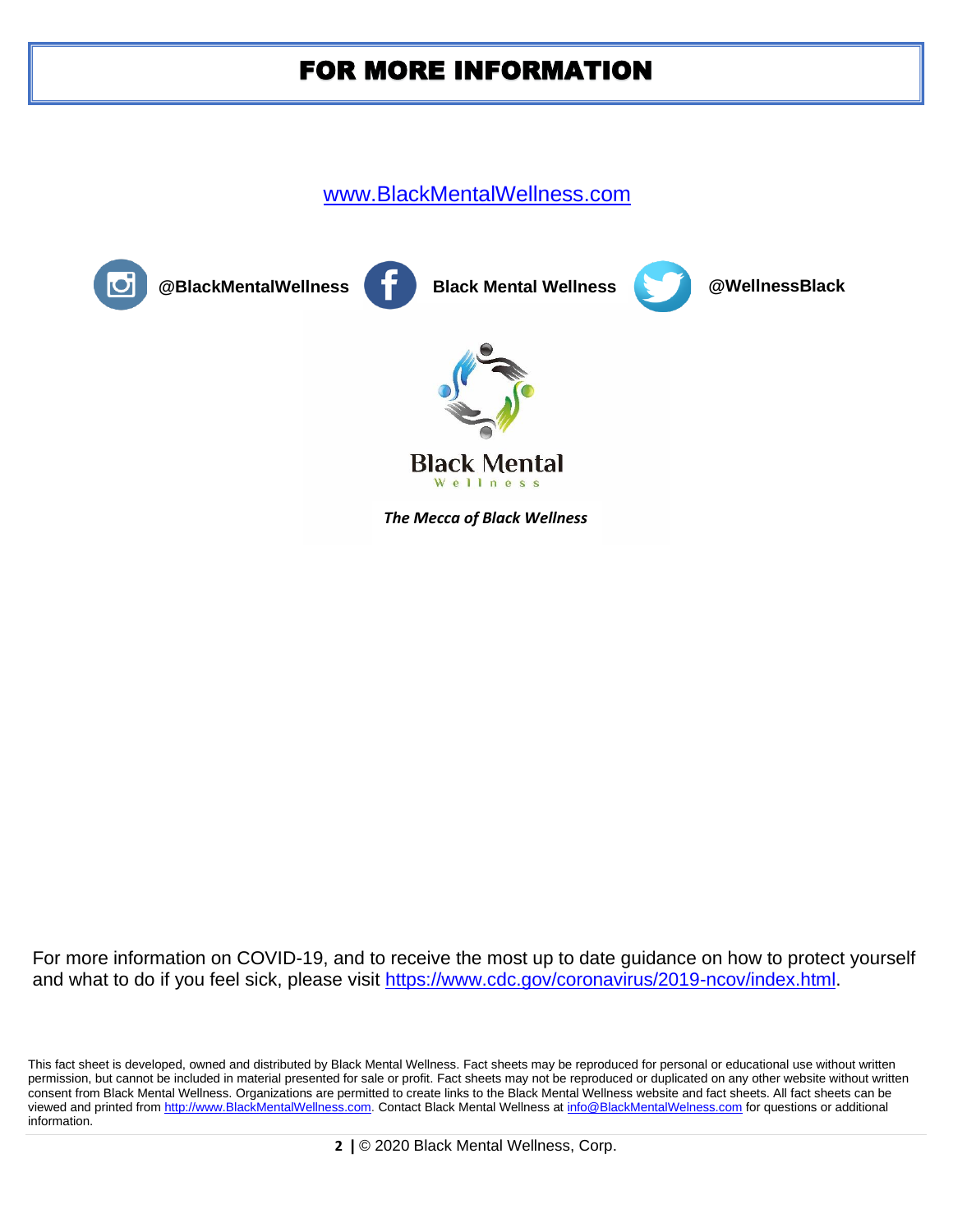# FOR MORE INFORMATION

www.BlackMentalWellness.com

**@BlackMentalWellness** **Black Mental Wellness** **@WellnessBlack**

Black Mental
Wellness

***The Mecca of Black Wellness***

For more information on COVID-19, and to receive the most up to date guidance on how to protect yourself and what to do if you feel sick, please visit https://www.cdc.gov/coronavirus/2019-ncov/index.html.

This fact sheet is developed, owned and distributed by Black Mental Wellness. Fact sheets may be reproduced for personal or educational use without written permission, but cannot be included in material presented for sale or profit. Fact sheets may not be reproduced or duplicated on any other website without written consent from Black Mental Wellness. Organizations are permitted to create links to the Black Mental Wellness website and fact sheets. All fact sheets can be viewed and printed from http://www.BlackMentalWellness.com. Contact Black Mental Wellness at info@BlackMentalWelness.com for questions or additional information.

© 2020 Black Mental Wellness, Corp.